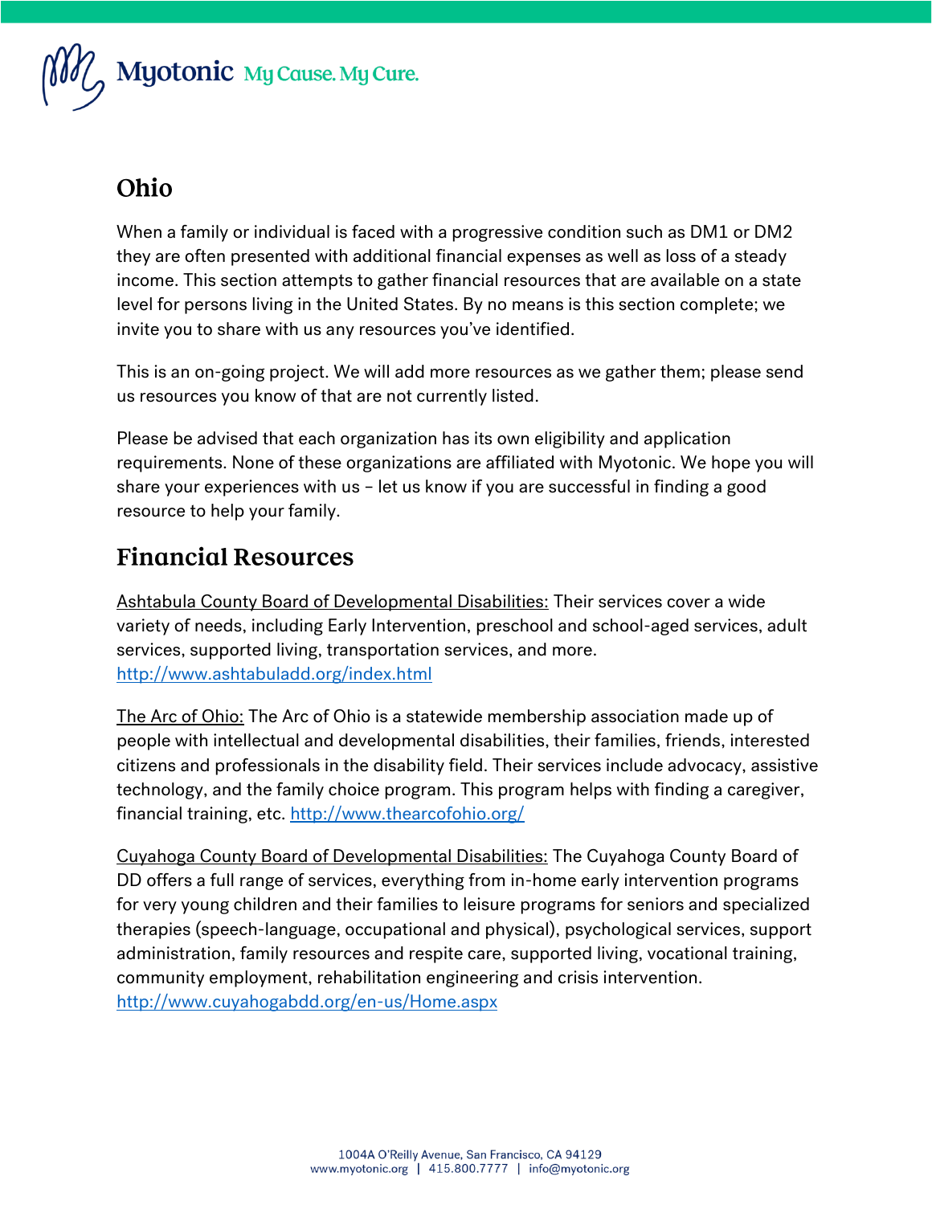# Ohio

When a family or individual is faced with a progressive condition such as DM1 or DM2 they are often presented with additional financial expenses as well as loss of a steady income. This section attempts to gather financial resources that are available on a state level for persons living in the United States. By no means is this section complete; we invite you to share with us any resources you've identified.

This is an on-going project. We will add more resources as we gather them; please send us resources you know of that are not currently listed.

Please be advised that each organization has its own eligibility and application requirements. None of these organizations are affiliated with Myotonic. We hope you will share your experiences with us – let us know if you are successful in finding a good resource to help your family.

## Financial Resources

Ashtabula County Board of Developmental Disabilities: Their services cover a wide variety of needs, including Early Intervention, preschool and school-aged services, adult services, supported living, transportation services, and more. http://www.ashtabuladd.org/index.html

The Arc of Ohio: The Arc of Ohio is a statewide membership association made up of people with intellectual and developmental disabilities, their families, friends, interested citizens and professionals in the disability field. Their services include advocacy, assistive technology, and the family choice program. This program helps with finding a caregiver, financial training, etc. http://www.thearcofohio.org/

Cuyahoga County Board of Developmental Disabilities: The Cuyahoga County Board of DD offers a full range of services, everything from in-home early intervention programs for very young children and their families to leisure programs for seniors and specialized therapies (speech-language, occupational and physical), psychological services, support administration, family resources and respite care, supported living, vocational training, community employment, rehabilitation engineering and crisis intervention. http://www.cuyahogabdd.org/en-us/Home.aspx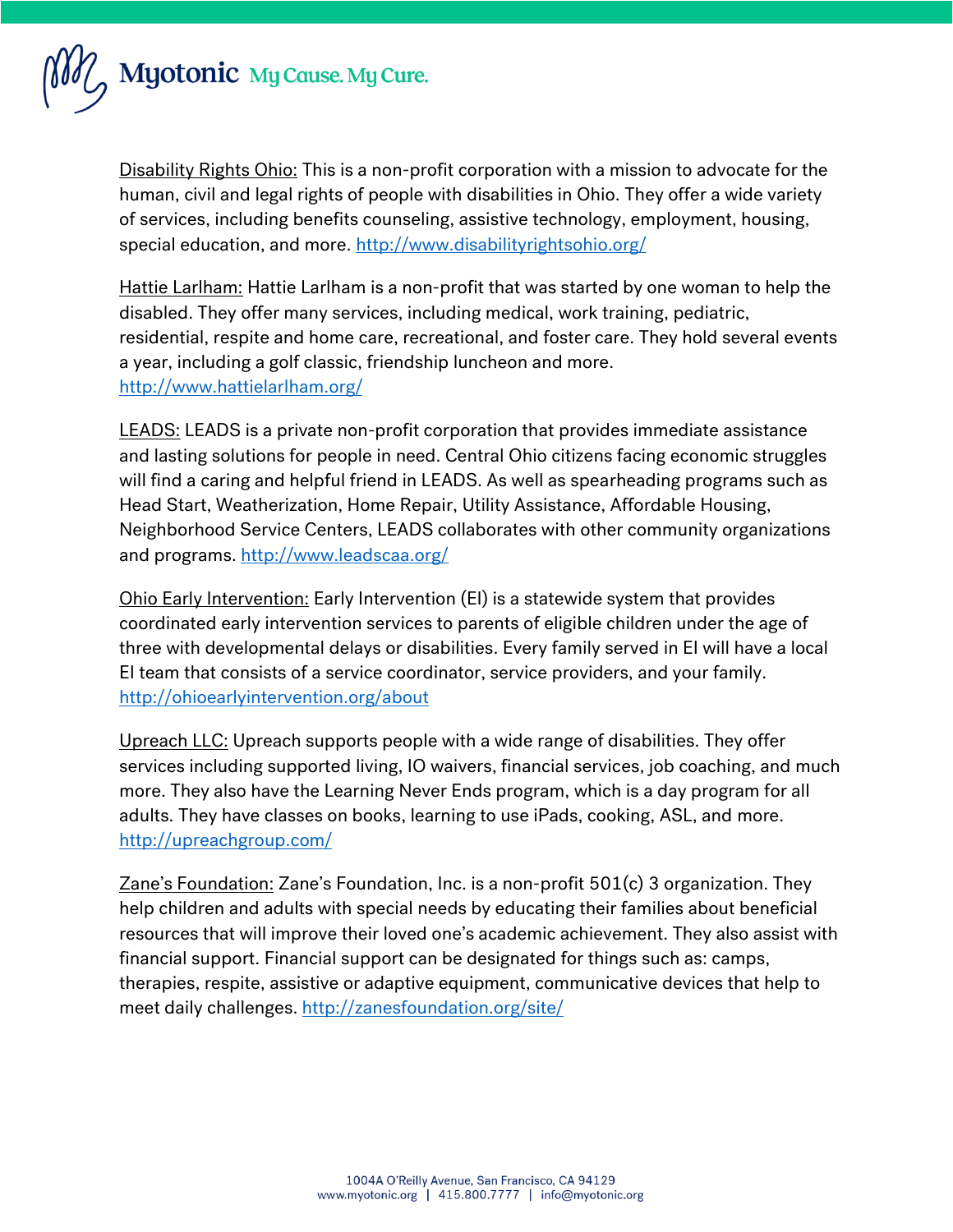Disability Rights Ohio: This is a non-profit corporation with a mission to advocate for the human, civil and legal rights of people with disabilities in Ohio. They offer a wide variety of services, including benefits counseling, assistive technology, employment, housing, special education, and more. http://www.disabilityrightsohio.org/

Hattie Larlham: Hattie Larlham is a non-profit that was started by one woman to help the disabled. They offer many services, including medical, work training, pediatric, residential, respite and home care, recreational, and foster care. They hold several events a year, including a golf classic, friendship luncheon and more. http://www.hattielarlham.org/

LEADS: LEADS is a private non-profit corporation that provides immediate assistance and lasting solutions for people in need. Central Ohio citizens facing economic struggles will find a caring and helpful friend in LEADS. As well as spearheading programs such as Head Start, Weatherization, Home Repair, Utility Assistance, Affordable Housing, Neighborhood Service Centers, LEADS collaborates with other community organizations and programs. http://www.leadscaa.org/

Ohio Early Intervention: Early Intervention (EI) is a statewide system that provides coordinated early intervention services to parents of eligible children under the age of three with developmental delays or disabilities. Every family served in EI will have a local EI team that consists of a service coordinator, service providers, and your family. http://ohioearlyintervention.org/about

Upreach LLC: Upreach supports people with a wide range of disabilities. They offer services including supported living, IO waivers, financial services, job coaching, and much more. They also have the Learning Never Ends program, which is a day program for all adults. They have classes on books, learning to use iPads, cooking, ASL, and more. http://upreachgroup.com/

Zane's Foundation: Zane's Foundation, Inc. is a non-profit 501(c) 3 organization. They help children and adults with special needs by educating their families about beneficial resources that will improve their loved one's academic achievement. They also assist with financial support. Financial support can be designated for things such as: camps, therapies, respite, assistive or adaptive equipment, communicative devices that help to meet daily challenges. http://zanesfoundation.org/site/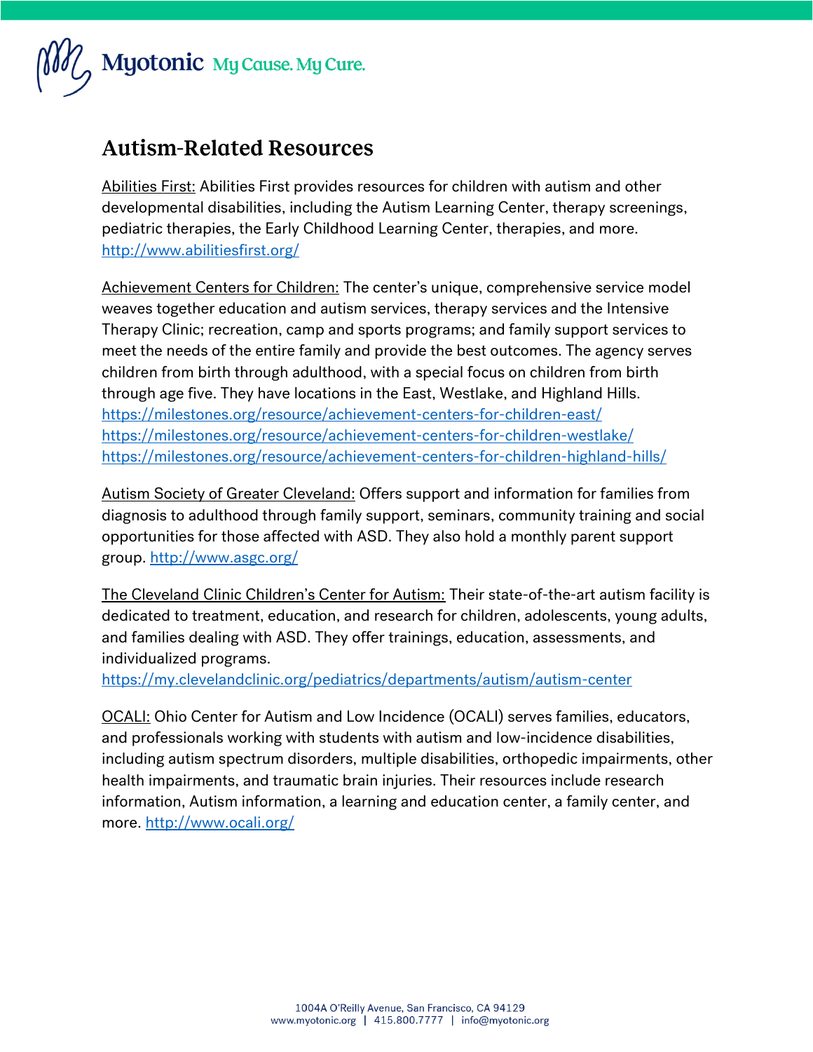## Autism-Related Resources

Abilities First: Abilities First provides resources for children with autism and other developmental disabilities, including the Autism Learning Center, therapy screenings, pediatric therapies, the Early Childhood Learning Center, therapies, and more. http://www.abilitiesfirst.org/

Achievement Centers for Children: The center's unique, comprehensive service model weaves together education and autism services, therapy services and the Intensive Therapy Clinic; recreation, camp and sports programs; and family support services to meet the needs of the entire family and provide the best outcomes. The agency serves children from birth through adulthood, with a special focus on children from birth through age five. They have locations in the East, Westlake, and Highland Hills.
https://milestones.org/resource/achievement-centers-for-children-east/
https://milestones.org/resource/achievement-centers-for-children-westlake/
https://milestones.org/resource/achievement-centers-for-children-highland-hills/

Autism Society of Greater Cleveland: Offers support and information for families from diagnosis to adulthood through family support, seminars, community training and social opportunities for those affected with ASD. They also hold a monthly parent support group. http://www.asgc.org/

The Cleveland Clinic Children's Center for Autism: Their state-of-the-art autism facility is dedicated to treatment, education, and research for children, adolescents, young adults, and families dealing with ASD. They offer trainings, education, assessments, and individualized programs.
https://my.clevelandclinic.org/pediatrics/departments/autism/autism-center

OCALI: Ohio Center for Autism and Low Incidence (OCALI) serves families, educators, and professionals working with students with autism and low-incidence disabilities, including autism spectrum disorders, multiple disabilities, orthopedic impairments, other health impairments, and traumatic brain injuries. Their resources include research information, Autism information, a learning and education center, a family center, and more. http://www.ocali.org/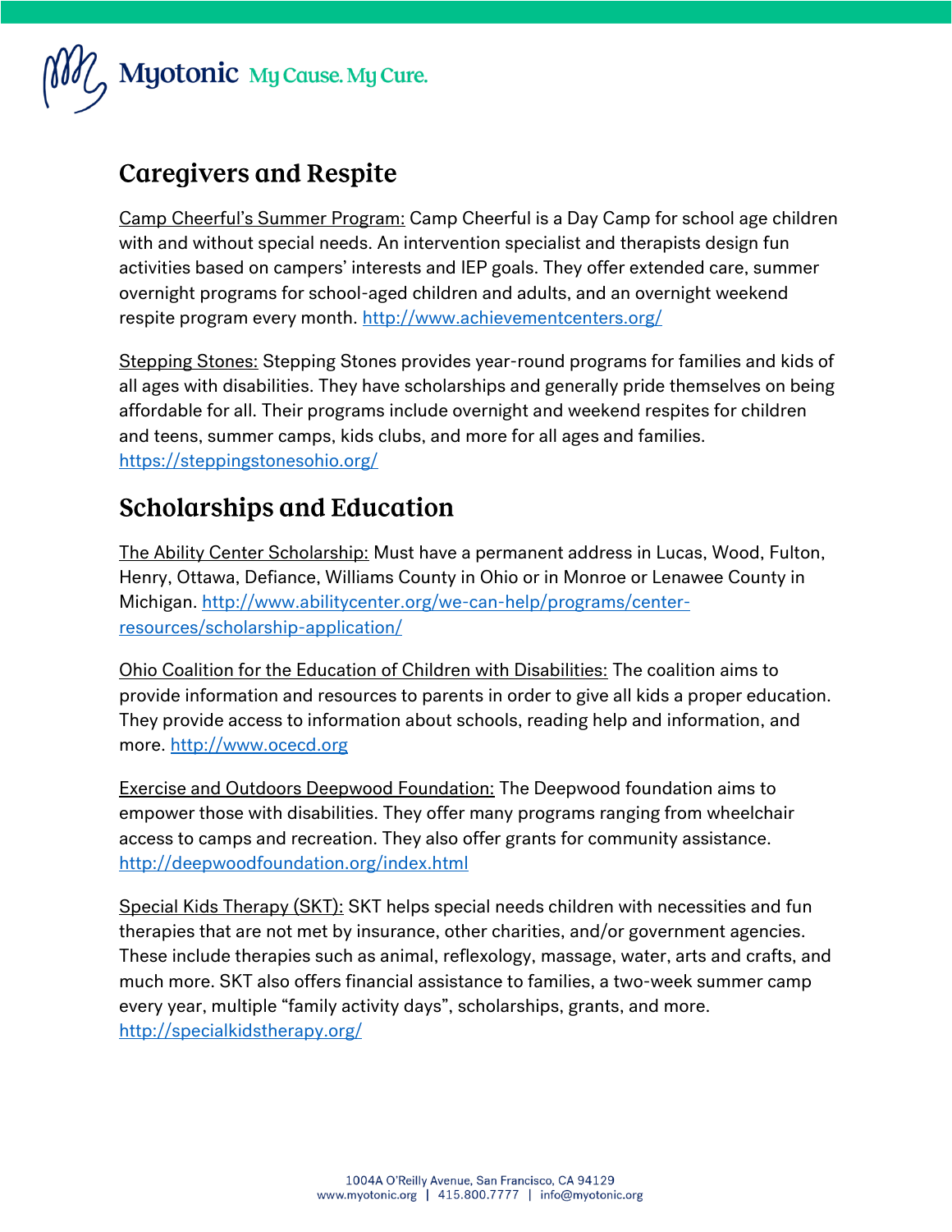## Caregivers and Respite

Camp Cheerful's Summer Program: Camp Cheerful is a Day Camp for school age children with and without special needs. An intervention specialist and therapists design fun activities based on campers' interests and IEP goals. They offer extended care, summer overnight programs for school-aged children and adults, and an overnight weekend respite program every month. http://www.achievementcenters.org/

Stepping Stones: Stepping Stones provides year-round programs for families and kids of all ages with disabilities. They have scholarships and generally pride themselves on being affordable for all. Their programs include overnight and weekend respites for children and teens, summer camps, kids clubs, and more for all ages and families. https://steppingstonesohio.org/

## Scholarships and Education

The Ability Center Scholarship: Must have a permanent address in Lucas, Wood, Fulton, Henry, Ottawa, Defiance, Williams County in Ohio or in Monroe or Lenawee County in Michigan. http://www.abilitycenter.org/we-can-help/programs/center-resources/scholarship-application/

Ohio Coalition for the Education of Children with Disabilities: The coalition aims to provide information and resources to parents in order to give all kids a proper education. They provide access to information about schools, reading help and information, and more. http://www.ocecd.org

Exercise and Outdoors Deepwood Foundation: The Deepwood foundation aims to empower those with disabilities. They offer many programs ranging from wheelchair access to camps and recreation. They also offer grants for community assistance. http://deepwoodfoundation.org/index.html

Special Kids Therapy (SKT): SKT helps special needs children with necessities and fun therapies that are not met by insurance, other charities, and/or government agencies. These include therapies such as animal, reflexology, massage, water, arts and crafts, and much more. SKT also offers financial assistance to families, a two-week summer camp every year, multiple "family activity days", scholarships, grants, and more. http://specialkidstherapy.org/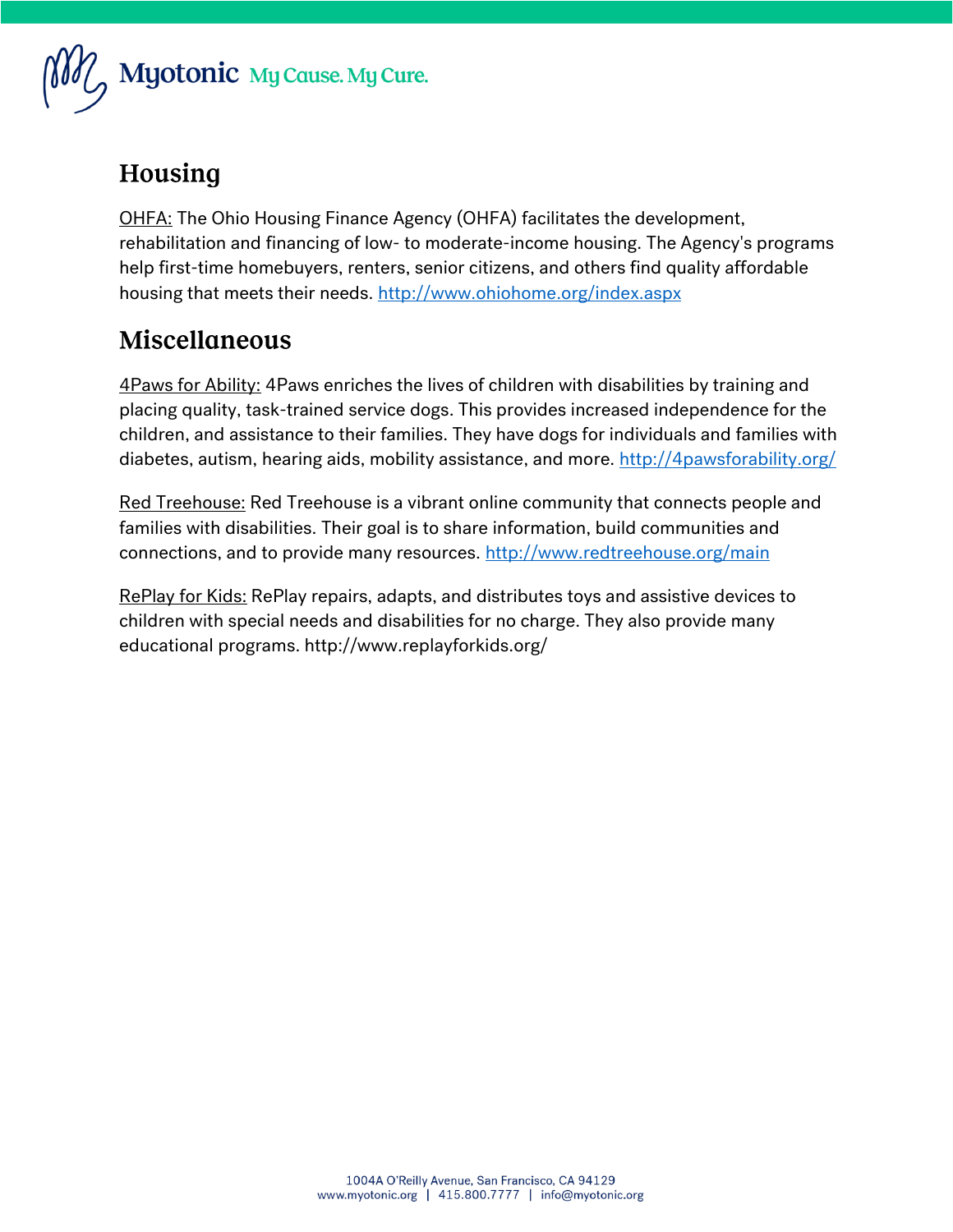## Housing

OHFA: The Ohio Housing Finance Agency (OHFA) facilitates the development, rehabilitation and financing of low- to moderate-income housing. The Agency's programs help first-time homebuyers, renters, senior citizens, and others find quality affordable housing that meets their needs. http://www.ohiohome.org/index.aspx

## Miscellaneous

4Paws for Ability: 4Paws enriches the lives of children with disabilities by training and placing quality, task-trained service dogs. This provides increased independence for the children, and assistance to their families. They have dogs for individuals and families with diabetes, autism, hearing aids, mobility assistance, and more. http://4pawsforability.org/

Red Treehouse: Red Treehouse is a vibrant online community that connects people and families with disabilities. Their goal is to share information, build communities and connections, and to provide many resources. http://www.redtreehouse.org/main

RePlay for Kids: RePlay repairs, adapts, and distributes toys and assistive devices to children with special needs and disabilities for no charge. They also provide many educational programs. http://www.replayforkids.org/